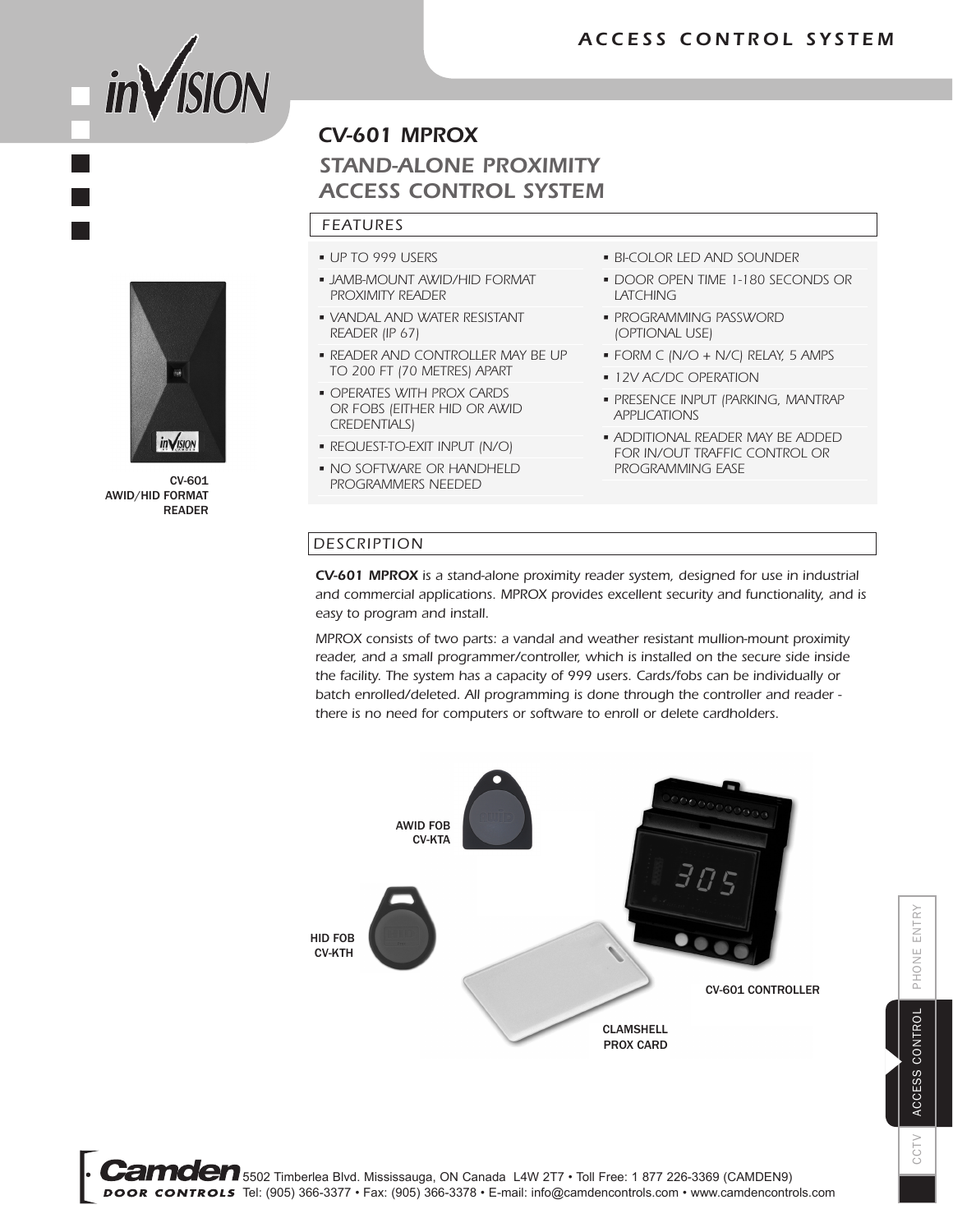# ACCESS CONTROL SYSTEM

## CV-601 MPROX
## STAND-ALONE PROXIMITY ACCESS CONTROL SYSTEM

### FEATURES

- UP TO 999 USERS
- JAMB-MOUNT AWID/HID FORMAT PROXIMITY READER
- VANDAL AND WATER RESISTANT READER (IP 67)
- READER AND CONTROLLER MAY BE UP TO 200 FT (70 METRES) APART
- OPERATES WITH PROX CARDS OR FOBS (EITHER HID OR AWID CREDENTIALS)
- REQUEST-TO-EXIT INPUT (N/O)
- NO SOFTWARE OR HANDHELD PROGRAMMERS NEEDED
- BI-COLOR LED AND SOUNDER
- DOOR OPEN TIME 1-180 SECONDS OR LATCHING
- PROGRAMMING PASSWORD (OPTIONAL USE)
- FORM C (N/O + N/C) RELAY, 5 AMPS
- 12V AC/DC OPERATION
- PRESENCE INPUT (PARKING, MANTRAP APPLICATIONS)
- ADDITIONAL READER MAY BE ADDED FOR IN/OUT TRAFFIC CONTROL OR PROGRAMMING EASE

CV-601 AWID/HID FORMAT READER

### DESCRIPTION

***CV-601 MPROX** is a stand-alone proximity reader system, designed for use in industrial and commercial applications. MPROX provides excellent security and functionality, and is easy to program and install.*

*MPROX consists of two parts: a vandal and weather resistant mullion-mount proximity reader, and a small programmer/controller, which is installed on the secure side inside the facility. The system has a capacity of 999 users. Cards/fobs can be individually or batch enrolled/deleted. All programming is done through the controller and reader - there is no need for computers or software to enroll or delete cardholders.*

AWID FOB CV-KTA

HID FOB CV-KTH

CV-601 CONTROLLER

CLAMSHELL PROX CARD

PHONE ENTRY | ACCESS CONTROL | CCTV

Camden DOOR CONTROLS 5502 Timberlea Blvd. Mississauga, ON Canada L4W 2T7 • Toll Free: 1 877 226-3369 (CAMDEN9)
Tel: (905) 366-3377 • Fax: (905) 366-3378 • E-mail: info@camdencontrols.com • www.camdencontrols.com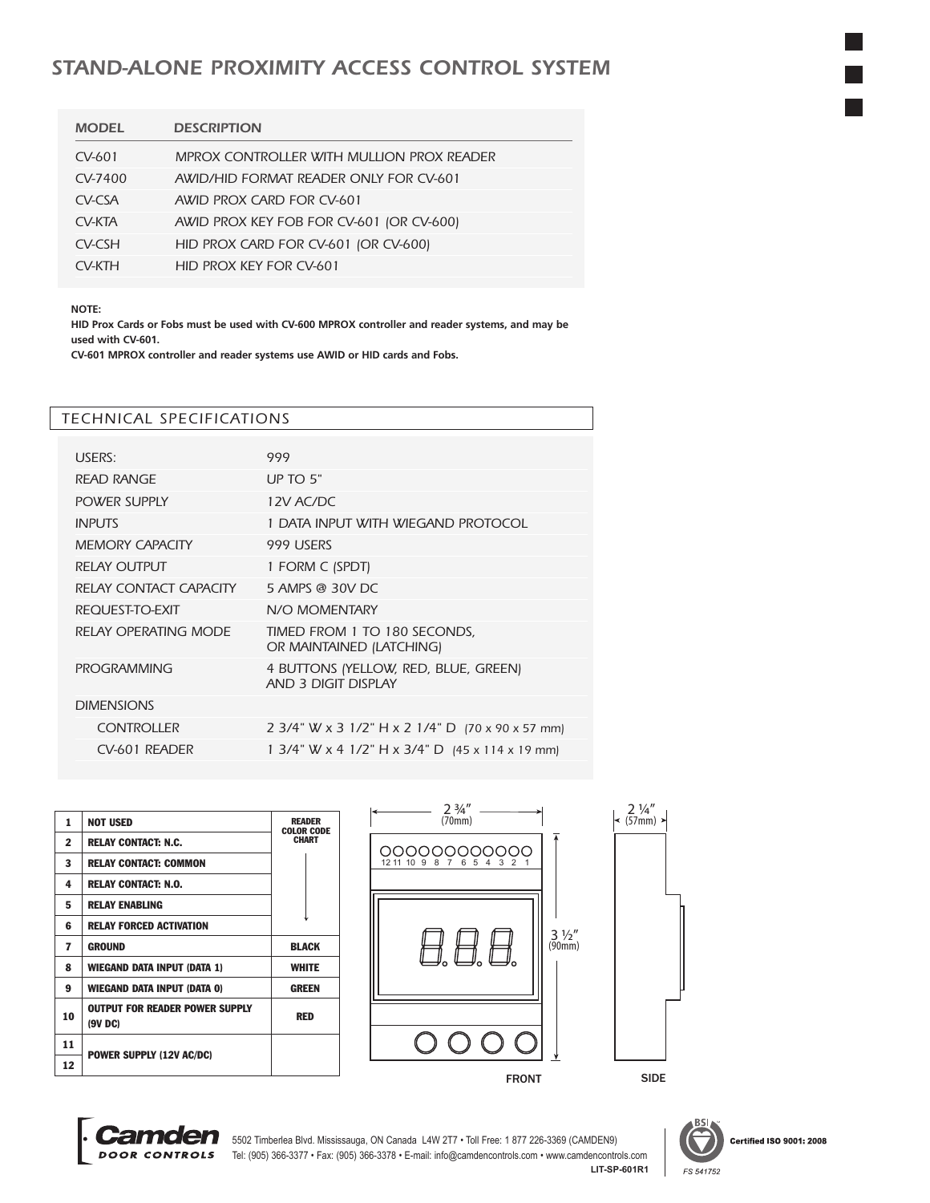# STAND-ALONE PROXIMITY ACCESS CONTROL SYSTEM

| MODEL | DESCRIPTION |
|---|---|
| CV-601 | MPROX CONTROLLER WITH MULLION PROX READER |
| CV-7400 | AWID/HID FORMAT READER ONLY FOR CV-601 |
| CV-CSA | AWID PROX CARD FOR CV-601 |
| CV-KTA | AWID PROX KEY FOB FOR CV-601 (OR CV-600) |
| CV-CSH | HID PROX CARD FOR CV-601 (OR CV-600) |
| CV-KTH | HID PROX KEY FOR CV-601 |

**NOTE:**
**HID Prox Cards or Fobs must be used with CV-600 MPROX controller and reader systems, and may be used with CV-601.**
**CV-601 MPROX controller and reader systems use AWID or HID cards and Fobs.**

## TECHNICAL SPECIFICATIONS

| | |
|---|---|
| USERS: | 999 |
| READ RANGE | UP TO 5" |
| POWER SUPPLY | 12V AC/DC |
| INPUTS | 1 DATA INPUT WITH WIEGAND PROTOCOL |
| MEMORY CAPACITY | 999 USERS |
| RELAY OUTPUT | 1 FORM C (SPDT) |
| RELAY CONTACT CAPACITY | 5 AMPS @ 30V DC |
| REQUEST-TO-EXIT | N/O MOMENTARY |
| RELAY OPERATING MODE | TIMED FROM 1 TO 180 SECONDS, OR MAINTAINED (LATCHING) |
| PROGRAMMING | 4 BUTTONS (YELLOW, RED, BLUE, GREEN) AND 3 DIGIT DISPLAY |
| DIMENSIONS | |
| CONTROLLER | 2 3/4" W x 3 1/2" H x 2 1/4" D (70 x 90 x 57 mm) |
| CV-601 READER | 1 3/4" W x 4 1/2" H x 3/4" D (45 x 114 x 19 mm) |

| | | READER COLOR CODE CHART |
|---|---|---|
| 1 | NOT USED | |
| 2 | RELAY CONTACT: N.C. | |
| 3 | RELAY CONTACT: COMMON | |
| 4 | RELAY CONTACT: N.O. | |
| 5 | RELAY ENABLING | |
| 6 | RELAY FORCED ACTIVATION | |
| 7 | GROUND | BLACK |
| 8 | WIEGAND DATA INPUT (DATA 1) | WHITE |
| 9 | WIEGAND DATA INPUT (DATA 0) | GREEN |
| 10 | OUTPUT FOR READER POWER SUPPLY (9V DC) | RED |
| 11 | POWER SUPPLY (12V AC/DC) | |
| 12 | | |

2 ¾″ (70mm)

12 11 10 9 8 7 6 5 4 3 2 1

3 ½″ (90mm)

2 ¼″ (57mm)

FRONT

SIDE

Camden DOOR CONTROLS

5502 Timberlea Blvd. Mississauga, ON Canada L4W 2T7 • Toll Free: 1 877 226-3369 (CAMDEN9)
Tel: (905) 366-3377 • Fax: (905) 366-3378 • E-mail: info@camdencontrols.com • www.camdencontrols.com

LIT-SP-601R1

Certified ISO 9001: 2008

FS 541752